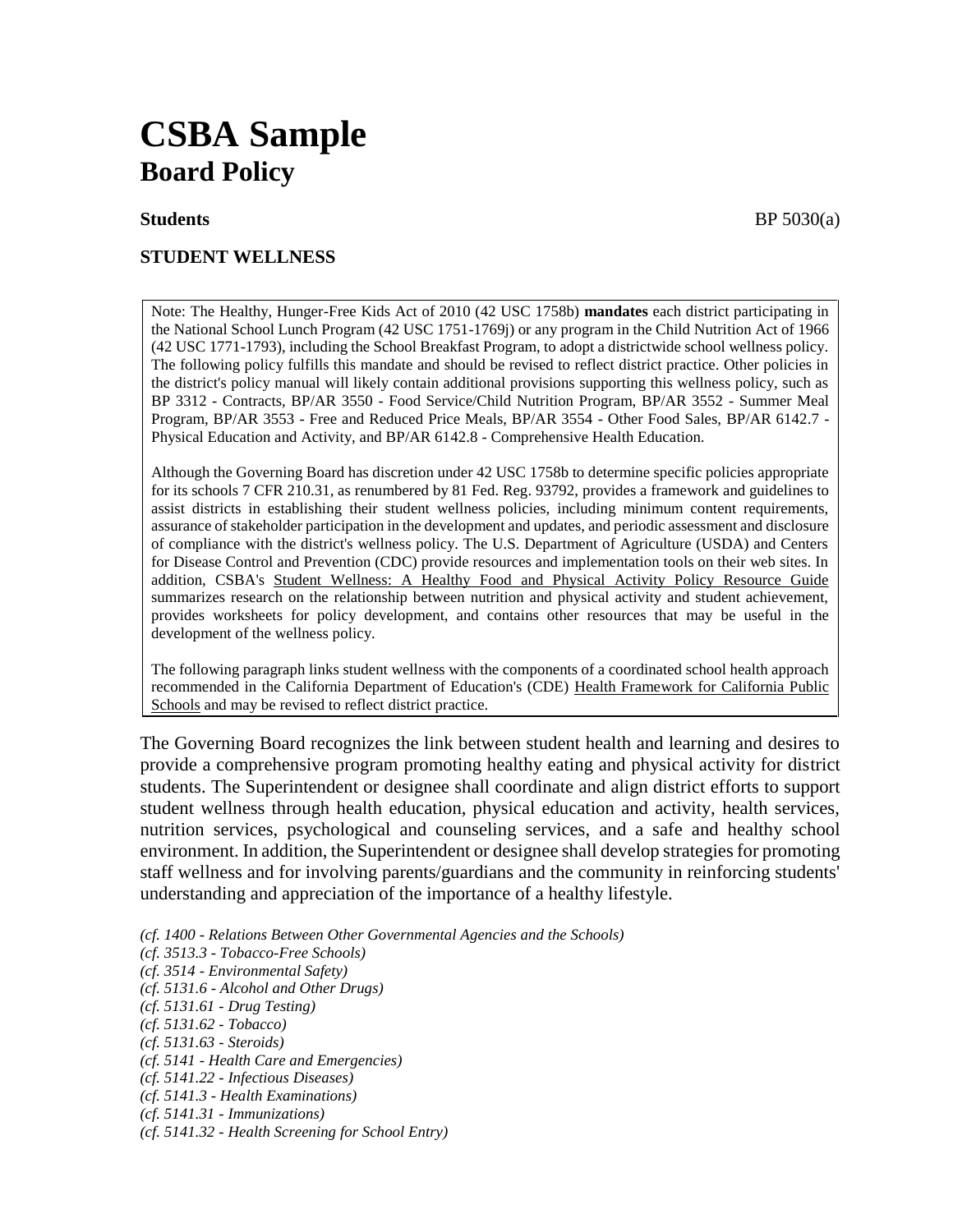# CSBA Sample
## Board Policy

**Students** BP 5030(a)

**STUDENT WELLNESS**

> Note: The Healthy, Hunger-Free Kids Act of 2010 (42 USC 1758b) **mandates** each district participating in the National School Lunch Program (42 USC 1751-1769j) or any program in the Child Nutrition Act of 1966 (42 USC 1771-1793), including the School Breakfast Program, to adopt a districtwide school wellness policy. The following policy fulfills this mandate and should be revised to reflect district practice. Other policies in the district's policy manual will likely contain additional provisions supporting this wellness policy, such as BP 3312 - Contracts, BP/AR 3550 - Food Service/Child Nutrition Program, BP/AR 3552 - Summer Meal Program, BP/AR 3553 - Free and Reduced Price Meals, BP/AR 3554 - Other Food Sales, BP/AR 6142.7 - Physical Education and Activity, and BP/AR 6142.8 - Comprehensive Health Education.
>
> Although the Governing Board has discretion under 42 USC 1758b to determine specific policies appropriate for its schools 7 CFR 210.31, as renumbered by 81 Fed. Reg. 93792, provides a framework and guidelines to assist districts in establishing their student wellness policies, including minimum content requirements, assurance of stakeholder participation in the development and updates, and periodic assessment and disclosure of compliance with the district's wellness policy. The U.S. Department of Agriculture (USDA) and Centers for Disease Control and Prevention (CDC) provide resources and implementation tools on their web sites. In addition, CSBA's Student Wellness: A Healthy Food and Physical Activity Policy Resource Guide summarizes research on the relationship between nutrition and physical activity and student achievement, provides worksheets for policy development, and contains other resources that may be useful in the development of the wellness policy.
>
> The following paragraph links student wellness with the components of a coordinated school health approach recommended in the California Department of Education's (CDE) Health Framework for California Public Schools and may be revised to reflect district practice.

The Governing Board recognizes the link between student health and learning and desires to provide a comprehensive program promoting healthy eating and physical activity for district students. The Superintendent or designee shall coordinate and align district efforts to support student wellness through health education, physical education and activity, health services, nutrition services, psychological and counseling services, and a safe and healthy school environment. In addition, the Superintendent or designee shall develop strategies for promoting staff wellness and for involving parents/guardians and the community in reinforcing students' understanding and appreciation of the importance of a healthy lifestyle.

*(cf. 1400 - Relations Between Other Governmental Agencies and the Schools)*
*(cf. 3513.3 - Tobacco-Free Schools)*
*(cf. 3514 - Environmental Safety)*
*(cf. 5131.6 - Alcohol and Other Drugs)*
*(cf. 5131.61 - Drug Testing)*
*(cf. 5131.62 - Tobacco)*
*(cf. 5131.63 - Steroids)*
*(cf. 5141 - Health Care and Emergencies)*
*(cf. 5141.22 - Infectious Diseases)*
*(cf. 5141.3 - Health Examinations)*
*(cf. 5141.31 - Immunizations)*
*(cf. 5141.32 - Health Screening for School Entry)*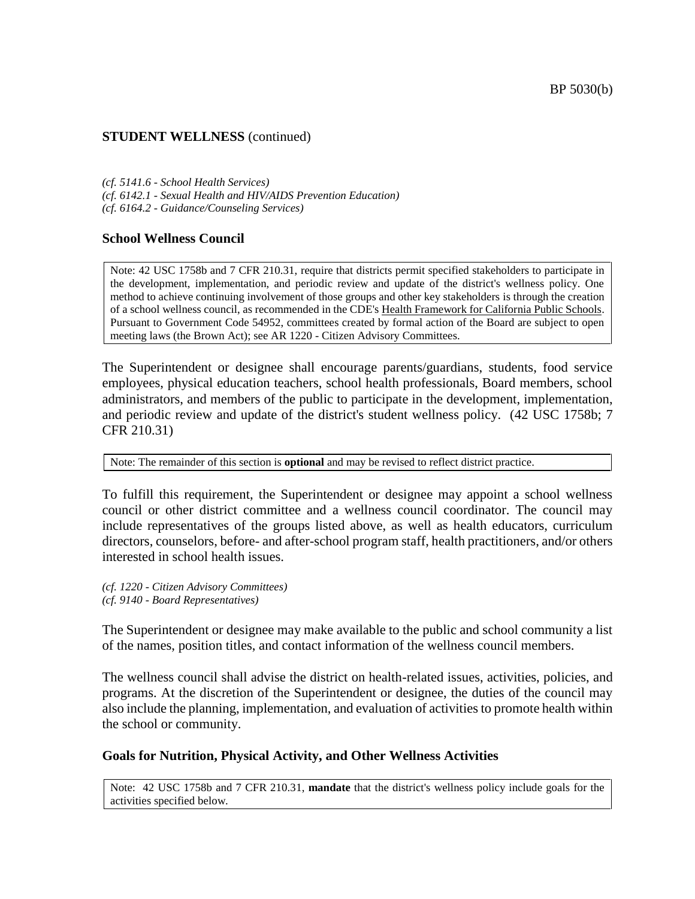**STUDENT WELLNESS** (continued)

*(cf. 5141.6 - School Health Services)*
*(cf. 6142.1 - Sexual Health and HIV/AIDS Prevention Education)*
*(cf. 6164.2 - Guidance/Counseling Services)*

### School Wellness Council

Note: 42 USC 1758b and 7 CFR 210.31, require that districts permit specified stakeholders to participate in the development, implementation, and periodic review and update of the district's wellness policy. One method to achieve continuing involvement of those groups and other key stakeholders is through the creation of a school wellness council, as recommended in the CDE's Health Framework for California Public Schools. Pursuant to Government Code 54952, committees created by formal action of the Board are subject to open meeting laws (the Brown Act); see AR 1220 - Citizen Advisory Committees.

The Superintendent or designee shall encourage parents/guardians, students, food service employees, physical education teachers, school health professionals, Board members, school administrators, and members of the public to participate in the development, implementation, and periodic review and update of the district's student wellness policy. (42 USC 1758b; 7 CFR 210.31)

Note: The remainder of this section is **optional** and may be revised to reflect district practice.

To fulfill this requirement, the Superintendent or designee may appoint a school wellness council or other district committee and a wellness council coordinator. The council may include representatives of the groups listed above, as well as health educators, curriculum directors, counselors, before- and after-school program staff, health practitioners, and/or others interested in school health issues.

*(cf. 1220 - Citizen Advisory Committees)*
*(cf. 9140 - Board Representatives)*

The Superintendent or designee may make available to the public and school community a list of the names, position titles, and contact information of the wellness council members.

The wellness council shall advise the district on health-related issues, activities, policies, and programs. At the discretion of the Superintendent or designee, the duties of the council may also include the planning, implementation, and evaluation of activities to promote health within the school or community.

### Goals for Nutrition, Physical Activity, and Other Wellness Activities

Note: 42 USC 1758b and 7 CFR 210.31, **mandate** that the district's wellness policy include goals for the activities specified below.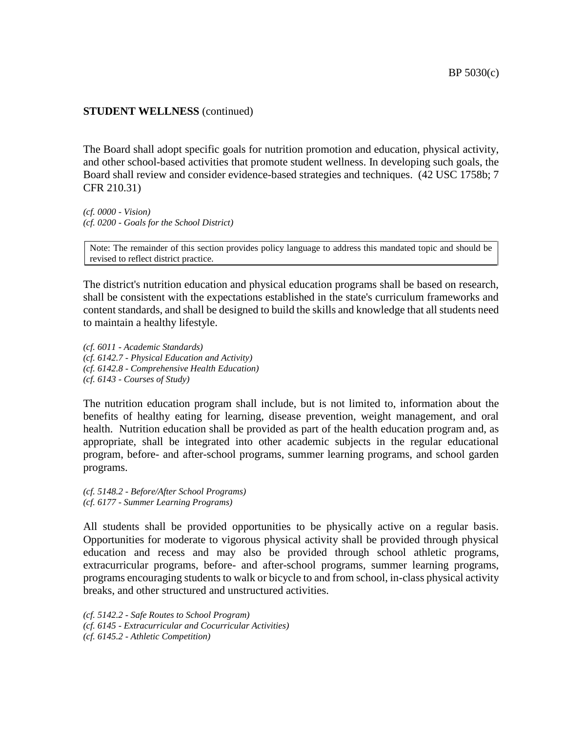**STUDENT WELLNESS** (continued)

The Board shall adopt specific goals for nutrition promotion and education, physical activity, and other school-based activities that promote student wellness. In developing such goals, the Board shall review and consider evidence-based strategies and techniques. (42 USC 1758b; 7 CFR 210.31)

*(cf. 0000 - Vision)*
*(cf. 0200 - Goals for the School District)*

Note: The remainder of this section provides policy language to address this mandated topic and should be revised to reflect district practice.

The district's nutrition education and physical education programs shall be based on research, shall be consistent with the expectations established in the state's curriculum frameworks and content standards, and shall be designed to build the skills and knowledge that all students need to maintain a healthy lifestyle.

*(cf. 6011 - Academic Standards)*
*(cf. 6142.7 - Physical Education and Activity)*
*(cf. 6142.8 - Comprehensive Health Education)*
*(cf. 6143 - Courses of Study)*

The nutrition education program shall include, but is not limited to, information about the benefits of healthy eating for learning, disease prevention, weight management, and oral health. Nutrition education shall be provided as part of the health education program and, as appropriate, shall be integrated into other academic subjects in the regular educational program, before- and after-school programs, summer learning programs, and school garden programs.

*(cf. 5148.2 - Before/After School Programs)*
*(cf. 6177 - Summer Learning Programs)*

All students shall be provided opportunities to be physically active on a regular basis. Opportunities for moderate to vigorous physical activity shall be provided through physical education and recess and may also be provided through school athletic programs, extracurricular programs, before- and after-school programs, summer learning programs, programs encouraging students to walk or bicycle to and from school, in-class physical activity breaks, and other structured and unstructured activities.

*(cf. 5142.2 - Safe Routes to School Program)*
*(cf. 6145 - Extracurricular and Cocurricular Activities)*
*(cf. 6145.2 - Athletic Competition)*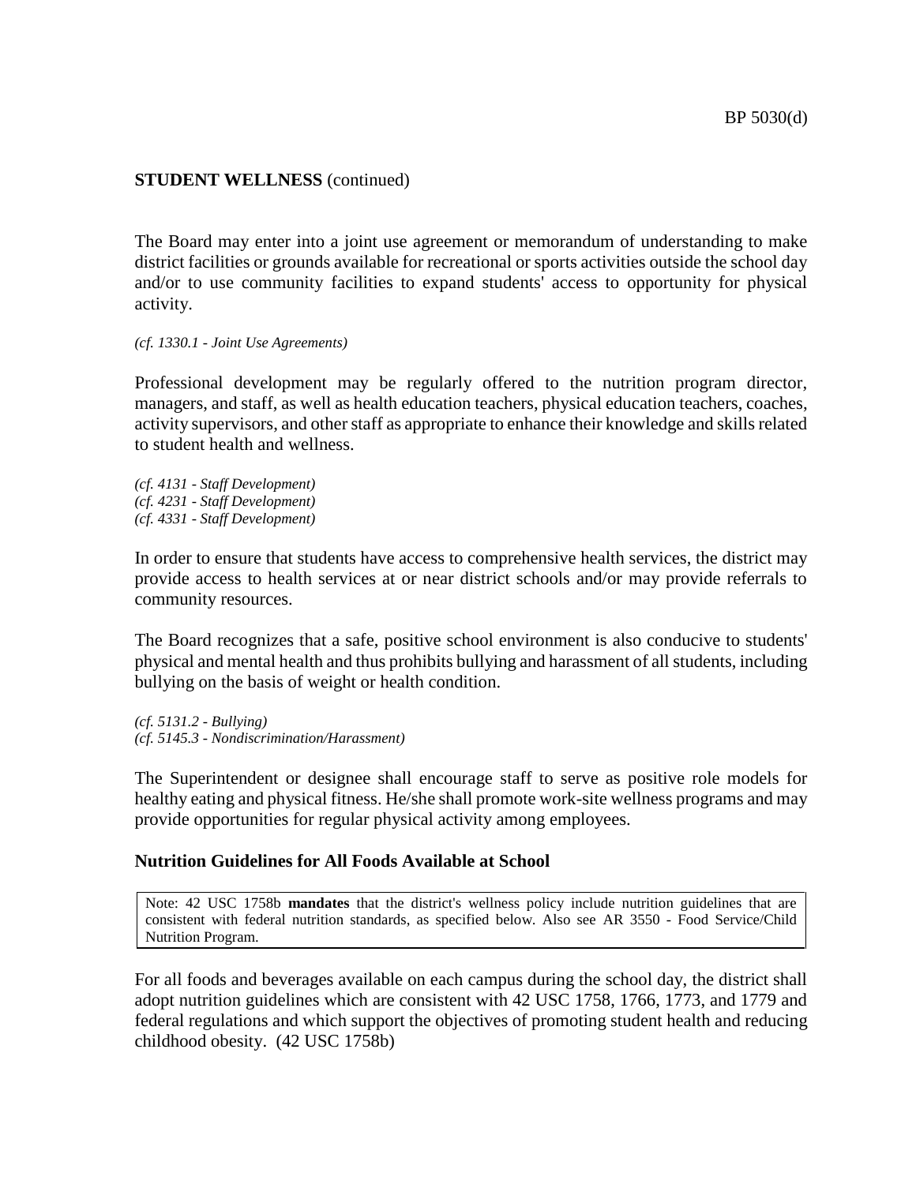**STUDENT WELLNESS** (continued)

The Board may enter into a joint use agreement or memorandum of understanding to make district facilities or grounds available for recreational or sports activities outside the school day and/or to use community facilities to expand students' access to opportunity for physical activity.

*(cf. 1330.1 - Joint Use Agreements)*

Professional development may be regularly offered to the nutrition program director, managers, and staff, as well as health education teachers, physical education teachers, coaches, activity supervisors, and other staff as appropriate to enhance their knowledge and skills related to student health and wellness.

*(cf. 4131 - Staff Development)*
*(cf. 4231 - Staff Development)*
*(cf. 4331 - Staff Development)*

In order to ensure that students have access to comprehensive health services, the district may provide access to health services at or near district schools and/or may provide referrals to community resources.

The Board recognizes that a safe, positive school environment is also conducive to students' physical and mental health and thus prohibits bullying and harassment of all students, including bullying on the basis of weight or health condition.

*(cf. 5131.2 - Bullying)*
*(cf. 5145.3 - Nondiscrimination/Harassment)*

The Superintendent or designee shall encourage staff to serve as positive role models for healthy eating and physical fitness. He/she shall promote work-site wellness programs and may provide opportunities for regular physical activity among employees.

**Nutrition Guidelines for All Foods Available at School**

Note: 42 USC 1758b **mandates** that the district's wellness policy include nutrition guidelines that are consistent with federal nutrition standards, as specified below. Also see AR 3550 - Food Service/Child Nutrition Program.

For all foods and beverages available on each campus during the school day, the district shall adopt nutrition guidelines which are consistent with 42 USC 1758, 1766, 1773, and 1779 and federal regulations and which support the objectives of promoting student health and reducing childhood obesity. (42 USC 1758b)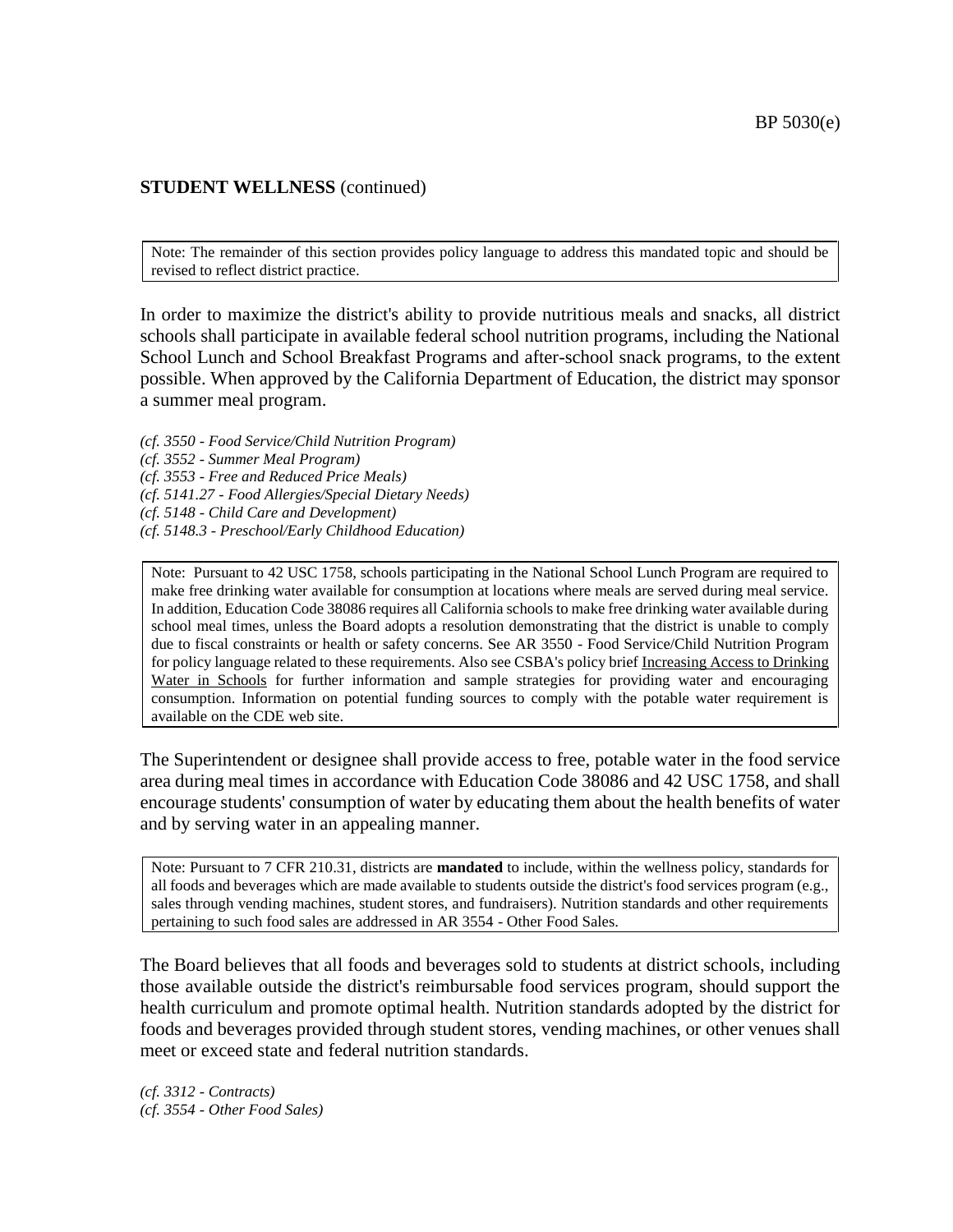**STUDENT WELLNESS** (continued)

> Note: The remainder of this section provides policy language to address this mandated topic and should be revised to reflect district practice.

In order to maximize the district's ability to provide nutritious meals and snacks, all district schools shall participate in available federal school nutrition programs, including the National School Lunch and School Breakfast Programs and after-school snack programs, to the extent possible. When approved by the California Department of Education, the district may sponsor a summer meal program.

*(cf. 3550 - Food Service/Child Nutrition Program)*
*(cf. 3552 - Summer Meal Program)*
*(cf. 3553 - Free and Reduced Price Meals)*
*(cf. 5141.27 - Food Allergies/Special Dietary Needs)*
*(cf. 5148 - Child Care and Development)*
*(cf. 5148.3 - Preschool/Early Childhood Education)*

> Note: Pursuant to 42 USC 1758, schools participating in the National School Lunch Program are required to make free drinking water available for consumption at locations where meals are served during meal service. In addition, Education Code 38086 requires all California schools to make free drinking water available during school meal times, unless the Board adopts a resolution demonstrating that the district is unable to comply due to fiscal constraints or health or safety concerns. See AR 3550 - Food Service/Child Nutrition Program for policy language related to these requirements. Also see CSBA's policy brief Increasing Access to Drinking Water in Schools for further information and sample strategies for providing water and encouraging consumption. Information on potential funding sources to comply with the potable water requirement is available on the CDE web site.

The Superintendent or designee shall provide access to free, potable water in the food service area during meal times in accordance with Education Code 38086 and 42 USC 1758, and shall encourage students' consumption of water by educating them about the health benefits of water and by serving water in an appealing manner.

> Note: Pursuant to 7 CFR 210.31, districts are **mandated** to include, within the wellness policy, standards for all foods and beverages which are made available to students outside the district's food services program (e.g., sales through vending machines, student stores, and fundraisers). Nutrition standards and other requirements pertaining to such food sales are addressed in AR 3554 - Other Food Sales.

The Board believes that all foods and beverages sold to students at district schools, including those available outside the district's reimbursable food services program, should support the health curriculum and promote optimal health. Nutrition standards adopted by the district for foods and beverages provided through student stores, vending machines, or other venues shall meet or exceed state and federal nutrition standards.

*(cf. 3312 - Contracts)*
*(cf. 3554 - Other Food Sales)*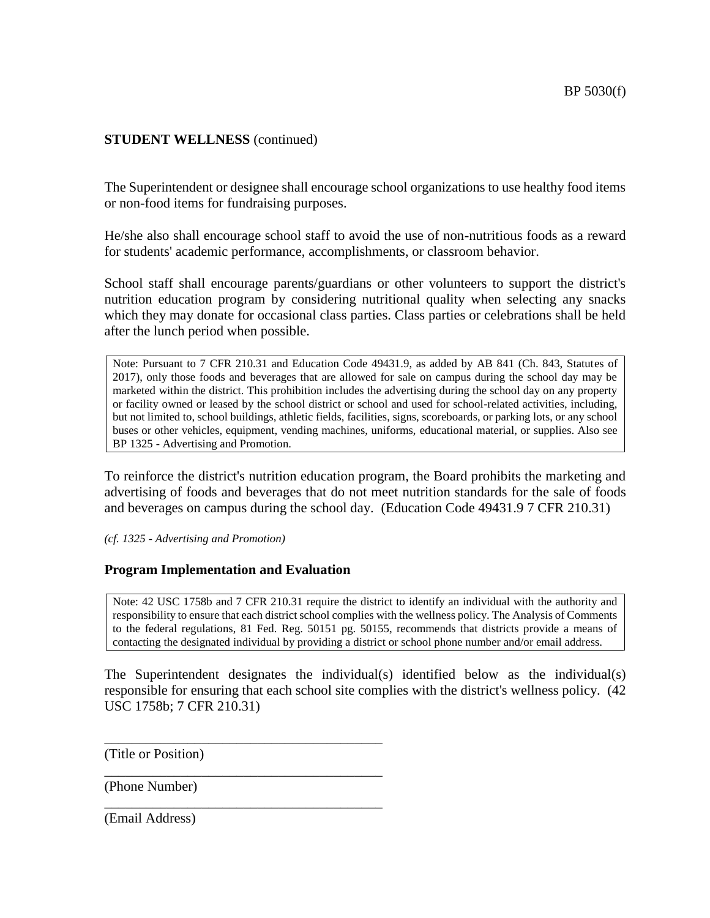**STUDENT WELLNESS** (continued)

The Superintendent or designee shall encourage school organizations to use healthy food items or non-food items for fundraising purposes.

He/she also shall encourage school staff to avoid the use of non-nutritious foods as a reward for students' academic performance, accomplishments, or classroom behavior.

School staff shall encourage parents/guardians or other volunteers to support the district's nutrition education program by considering nutritional quality when selecting any snacks which they may donate for occasional class parties. Class parties or celebrations shall be held after the lunch period when possible.

> Note: Pursuant to 7 CFR 210.31 and Education Code 49431.9, as added by AB 841 (Ch. 843, Statutes of 2017), only those foods and beverages that are allowed for sale on campus during the school day may be marketed within the district. This prohibition includes the advertising during the school day on any property or facility owned or leased by the school district or school and used for school-related activities, including, but not limited to, school buildings, athletic fields, facilities, signs, scoreboards, or parking lots, or any school buses or other vehicles, equipment, vending machines, uniforms, educational material, or supplies. Also see BP 1325 - Advertising and Promotion.

To reinforce the district's nutrition education program, the Board prohibits the marketing and advertising of foods and beverages that do not meet nutrition standards for the sale of foods and beverages on campus during the school day. (Education Code 49431.9 7 CFR 210.31)

*(cf. 1325 - Advertising and Promotion)*

### Program Implementation and Evaluation

> Note: 42 USC 1758b and 7 CFR 210.31 require the district to identify an individual with the authority and responsibility to ensure that each district school complies with the wellness policy. The Analysis of Comments to the federal regulations, 81 Fed. Reg. 50151 pg. 50155, recommends that districts provide a means of contacting the designated individual by providing a district or school phone number and/or email address.

The Superintendent designates the individual(s) identified below as the individual(s) responsible for ensuring that each school site complies with the district's wellness policy. (42 USC 1758b; 7 CFR 210.31)

________________________________________
(Title or Position)

________________________________________
(Phone Number)

________________________________________
(Email Address)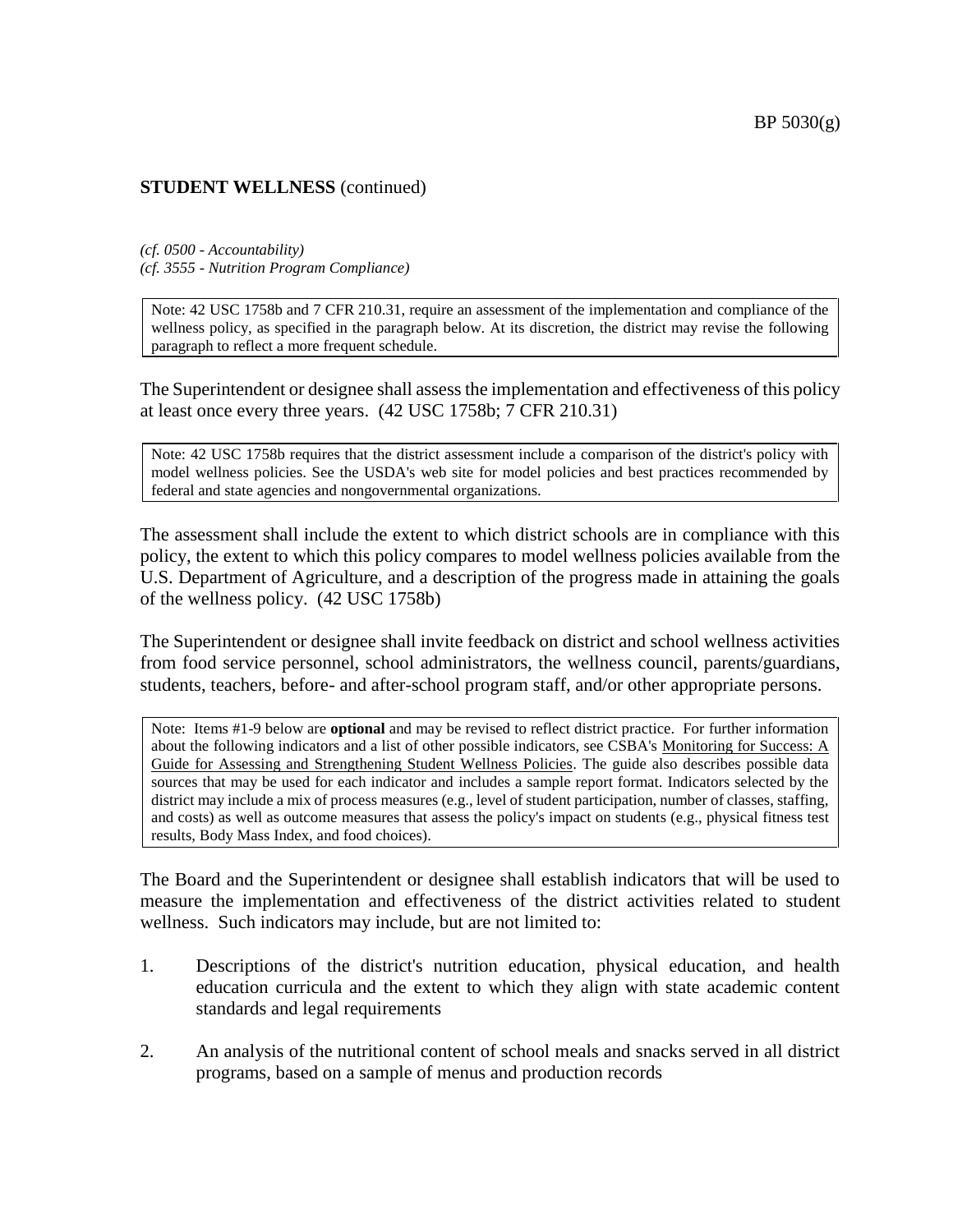**STUDENT WELLNESS** (continued)

*(cf. 0500 - Accountability)*
*(cf. 3555 - Nutrition Program Compliance)*

> Note: 42 USC 1758b and 7 CFR 210.31, require an assessment of the implementation and compliance of the wellness policy, as specified in the paragraph below. At its discretion, the district may revise the following paragraph to reflect a more frequent schedule.

The Superintendent or designee shall assess the implementation and effectiveness of this policy at least once every three years. (42 USC 1758b; 7 CFR 210.31)

> Note: 42 USC 1758b requires that the district assessment include a comparison of the district's policy with model wellness policies. See the USDA's web site for model policies and best practices recommended by federal and state agencies and nongovernmental organizations.

The assessment shall include the extent to which district schools are in compliance with this policy, the extent to which this policy compares to model wellness policies available from the U.S. Department of Agriculture, and a description of the progress made in attaining the goals of the wellness policy. (42 USC 1758b)

The Superintendent or designee shall invite feedback on district and school wellness activities from food service personnel, school administrators, the wellness council, parents/guardians, students, teachers, before- and after-school program staff, and/or other appropriate persons.

> Note: Items #1-9 below are **optional** and may be revised to reflect district practice. For further information about the following indicators and a list of other possible indicators, see CSBA's Monitoring for Success: A Guide for Assessing and Strengthening Student Wellness Policies. The guide also describes possible data sources that may be used for each indicator and includes a sample report format. Indicators selected by the district may include a mix of process measures (e.g., level of student participation, number of classes, staffing, and costs) as well as outcome measures that assess the policy's impact on students (e.g., physical fitness test results, Body Mass Index, and food choices).

The Board and the Superintendent or designee shall establish indicators that will be used to measure the implementation and effectiveness of the district activities related to student wellness. Such indicators may include, but are not limited to:

1. Descriptions of the district's nutrition education, physical education, and health education curricula and the extent to which they align with state academic content standards and legal requirements

2. An analysis of the nutritional content of school meals and snacks served in all district programs, based on a sample of menus and production records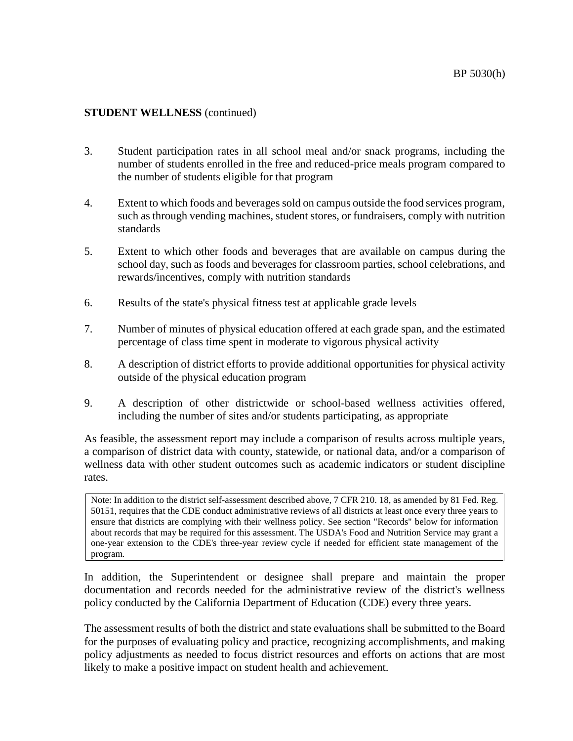**STUDENT WELLNESS** (continued)

3. Student participation rates in all school meal and/or snack programs, including the number of students enrolled in the free and reduced-price meals program compared to the number of students eligible for that program

4. Extent to which foods and beverages sold on campus outside the food services program, such as through vending machines, student stores, or fundraisers, comply with nutrition standards

5. Extent to which other foods and beverages that are available on campus during the school day, such as foods and beverages for classroom parties, school celebrations, and rewards/incentives, comply with nutrition standards

6. Results of the state's physical fitness test at applicable grade levels

7. Number of minutes of physical education offered at each grade span, and the estimated percentage of class time spent in moderate to vigorous physical activity

8. A description of district efforts to provide additional opportunities for physical activity outside of the physical education program

9. A description of other districtwide or school-based wellness activities offered, including the number of sites and/or students participating, as appropriate

As feasible, the assessment report may include a comparison of results across multiple years, a comparison of district data with county, statewide, or national data, and/or a comparison of wellness data with other student outcomes such as academic indicators or student discipline rates.

> Note: In addition to the district self-assessment described above, 7 CFR 210. 18, as amended by 81 Fed. Reg. 50151, requires that the CDE conduct administrative reviews of all districts at least once every three years to ensure that districts are complying with their wellness policy. See section "Records" below for information about records that may be required for this assessment. The USDA's Food and Nutrition Service may grant a one-year extension to the CDE's three-year review cycle if needed for efficient state management of the program.

In addition, the Superintendent or designee shall prepare and maintain the proper documentation and records needed for the administrative review of the district's wellness policy conducted by the California Department of Education (CDE) every three years.

The assessment results of both the district and state evaluations shall be submitted to the Board for the purposes of evaluating policy and practice, recognizing accomplishments, and making policy adjustments as needed to focus district resources and efforts on actions that are most likely to make a positive impact on student health and achievement.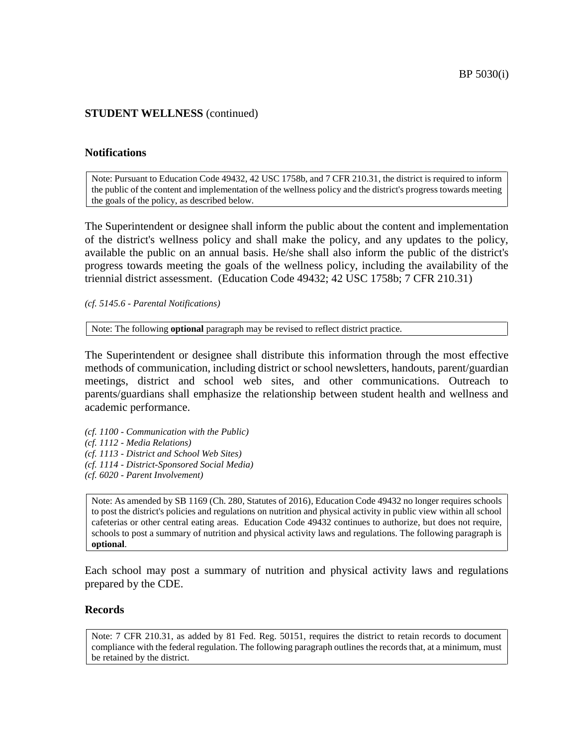**STUDENT WELLNESS** (continued)

### Notifications

> Note: Pursuant to Education Code 49432, 42 USC 1758b, and 7 CFR 210.31, the district is required to inform the public of the content and implementation of the wellness policy and the district's progress towards meeting the goals of the policy, as described below.

The Superintendent or designee shall inform the public about the content and implementation of the district's wellness policy and shall make the policy, and any updates to the policy, available the public on an annual basis. He/she shall also inform the public of the district's progress towards meeting the goals of the wellness policy, including the availability of the triennial district assessment. (Education Code 49432; 42 USC 1758b; 7 CFR 210.31)

*(cf. 5145.6 - Parental Notifications)*

> Note: The following **optional** paragraph may be revised to reflect district practice.

The Superintendent or designee shall distribute this information through the most effective methods of communication, including district or school newsletters, handouts, parent/guardian meetings, district and school web sites, and other communications. Outreach to parents/guardians shall emphasize the relationship between student health and wellness and academic performance.

*(cf. 1100 - Communication with the Public)*
*(cf. 1112 - Media Relations)*
*(cf. 1113 - District and School Web Sites)*
*(cf. 1114 - District-Sponsored Social Media)*
*(cf. 6020 - Parent Involvement)*

> Note: As amended by SB 1169 (Ch. 280, Statutes of 2016), Education Code 49432 no longer requires schools to post the district's policies and regulations on nutrition and physical activity in public view within all school cafeterias or other central eating areas. Education Code 49432 continues to authorize, but does not require, schools to post a summary of nutrition and physical activity laws and regulations. The following paragraph is **optional**.

Each school may post a summary of nutrition and physical activity laws and regulations prepared by the CDE.

### Records

> Note: 7 CFR 210.31, as added by 81 Fed. Reg. 50151, requires the district to retain records to document compliance with the federal regulation. The following paragraph outlines the records that, at a minimum, must be retained by the district.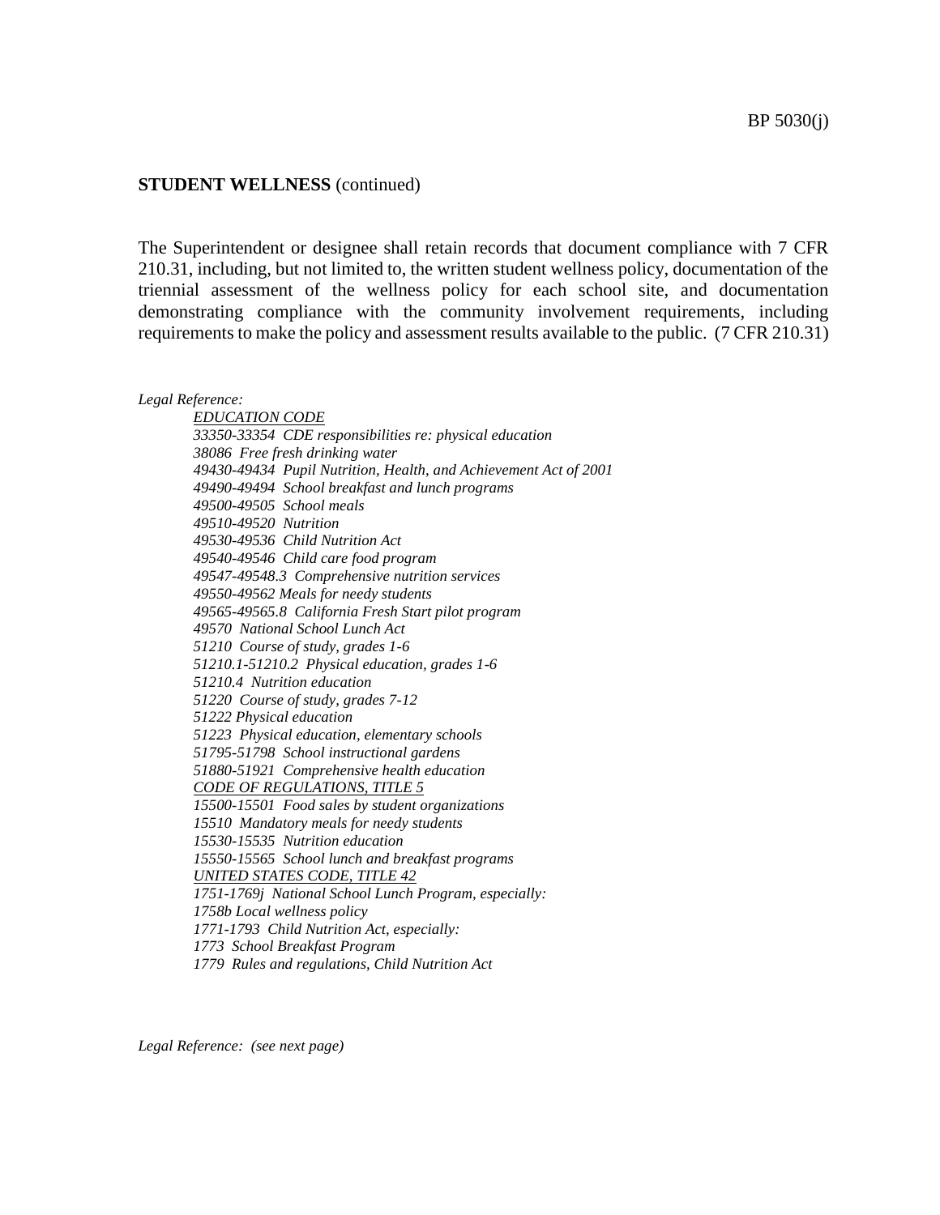**STUDENT WELLNESS** (continued)

The Superintendent or designee shall retain records that document compliance with 7 CFR 210.31, including, but not limited to, the written student wellness policy, documentation of the triennial assessment of the wellness policy for each school site, and documentation demonstrating compliance with the community involvement requirements, including requirements to make the policy and assessment results available to the public. (7 CFR 210.31)

*Legal Reference:*

*EDUCATION CODE*

*33350-33354 CDE responsibilities re: physical education*
*38086 Free fresh drinking water*
*49430-49434 Pupil Nutrition, Health, and Achievement Act of 2001*
*49490-49494 School breakfast and lunch programs*
*49500-49505 School meals*
*49510-49520 Nutrition*
*49530-49536 Child Nutrition Act*
*49540-49546 Child care food program*
*49547-49548.3 Comprehensive nutrition services*
*49550-49562 Meals for needy students*
*49565-49565.8 California Fresh Start pilot program*
*49570 National School Lunch Act*
*51210 Course of study, grades 1-6*
*51210.1-51210.2 Physical education, grades 1-6*
*51210.4 Nutrition education*
*51220 Course of study, grades 7-12*
*51222 Physical education*
*51223 Physical education, elementary schools*
*51795-51798 School instructional gardens*
*51880-51921 Comprehensive health education*

*CODE OF REGULATIONS, TITLE 5*

*15500-15501 Food sales by student organizations*
*15510 Mandatory meals for needy students*
*15530-15535 Nutrition education*
*15550-15565 School lunch and breakfast programs*

*UNITED STATES CODE, TITLE 42*

*1751-1769j National School Lunch Program, especially:*
*1758b Local wellness policy*
*1771-1793 Child Nutrition Act, especially:*
*1773 School Breakfast Program*
*1779 Rules and regulations, Child Nutrition Act*

*Legal Reference: (see next page)*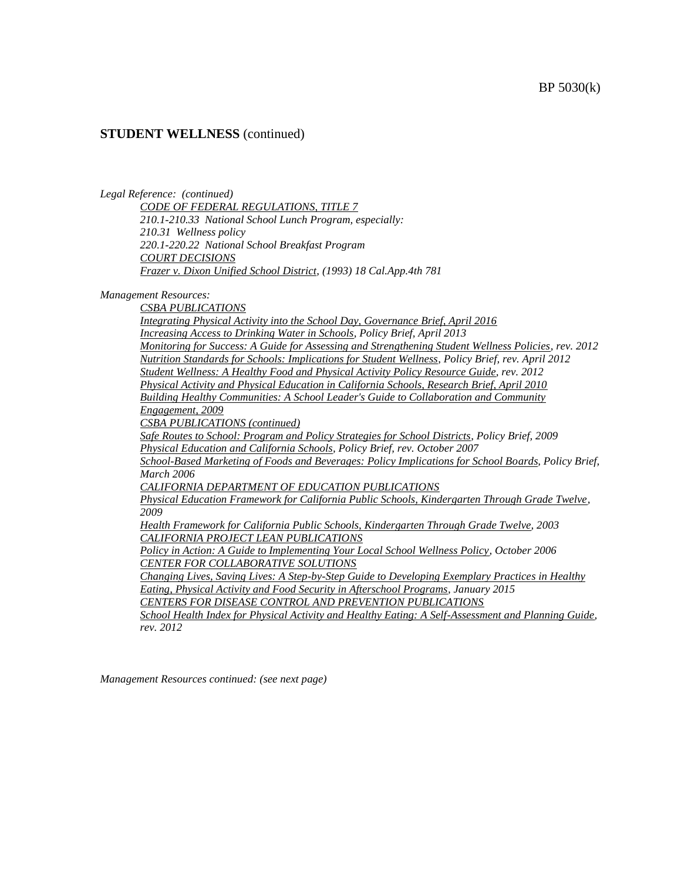**STUDENT WELLNESS** (continued)

*Legal Reference: (continued)*

*CODE OF FEDERAL REGULATIONS, TITLE 7*
*210.1-210.33 National School Lunch Program, especially:*
*210.31 Wellness policy*
*220.1-220.22 National School Breakfast Program*
*COURT DECISIONS*
*Frazer v. Dixon Unified School District, (1993) 18 Cal.App.4th 781*

*Management Resources:*

*CSBA PUBLICATIONS*
*Integrating Physical Activity into the School Day, Governance Brief, April 2016*
*Increasing Access to Drinking Water in Schools, Policy Brief, April 2013*
*Monitoring for Success: A Guide for Assessing and Strengthening Student Wellness Policies, rev. 2012*
*Nutrition Standards for Schools: Implications for Student Wellness, Policy Brief, rev. April 2012*
*Student Wellness: A Healthy Food and Physical Activity Policy Resource Guide, rev. 2012*
*Physical Activity and Physical Education in California Schools, Research Brief, April 2010*
*Building Healthy Communities: A School Leader's Guide to Collaboration and Community Engagement, 2009*
*CSBA PUBLICATIONS (continued)*
*Safe Routes to School: Program and Policy Strategies for School Districts, Policy Brief, 2009*
*Physical Education and California Schools, Policy Brief, rev. October 2007*
*School-Based Marketing of Foods and Beverages: Policy Implications for School Boards, Policy Brief, March 2006*
*CALIFORNIA DEPARTMENT OF EDUCATION PUBLICATIONS*
*Physical Education Framework for California Public Schools, Kindergarten Through Grade Twelve, 2009*
*Health Framework for California Public Schools, Kindergarten Through Grade Twelve, 2003*
*CALIFORNIA PROJECT LEAN PUBLICATIONS*
*Policy in Action: A Guide to Implementing Your Local School Wellness Policy, October 2006*
*CENTER FOR COLLABORATIVE SOLUTIONS*
*Changing Lives, Saving Lives: A Step-by-Step Guide to Developing Exemplary Practices in Healthy Eating, Physical Activity and Food Security in Afterschool Programs, January 2015*
*CENTERS FOR DISEASE CONTROL AND PREVENTION PUBLICATIONS*
*School Health Index for Physical Activity and Healthy Eating: A Self-Assessment and Planning Guide, rev. 2012*

*Management Resources continued: (see next page)*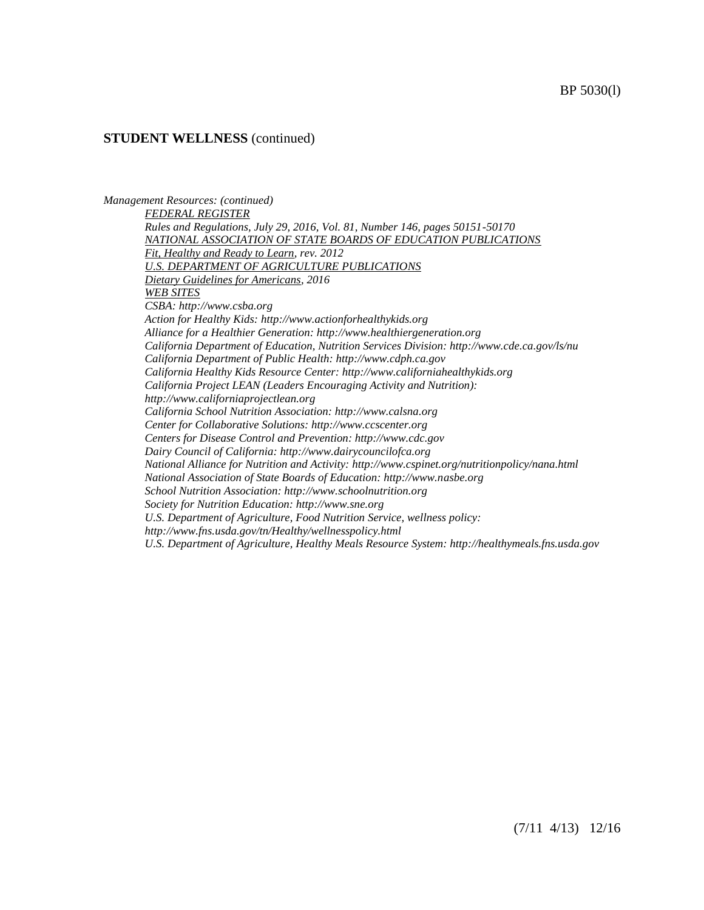**STUDENT WELLNESS** (continued)

*Management Resources: (continued)*

*FEDERAL REGISTER*

*Rules and Regulations, July 29, 2016, Vol. 81, Number 146, pages 50151-50170*

*NATIONAL ASSOCIATION OF STATE BOARDS OF EDUCATION PUBLICATIONS*

*Fit, Healthy and Ready to Learn, rev. 2012*

*U.S. DEPARTMENT OF AGRICULTURE PUBLICATIONS*

*Dietary Guidelines for Americans, 2016*

*WEB SITES*

*CSBA: http://www.csba.org*

*Action for Healthy Kids: http://www.actionforhealthykids.org*

*Alliance for a Healthier Generation: http://www.healthiergeneration.org*

*California Department of Education, Nutrition Services Division: http://www.cde.ca.gov/ls/nu*

*California Department of Public Health: http://www.cdph.ca.gov*

*California Healthy Kids Resource Center: http://www.californiahealthykids.org*

*California Project LEAN (Leaders Encouraging Activity and Nutrition): http://www.californiaprojectlean.org*

*California School Nutrition Association: http://www.calsna.org*

*Center for Collaborative Solutions: http://www.ccscenter.org*

*Centers for Disease Control and Prevention: http://www.cdc.gov*

*Dairy Council of California: http://www.dairycouncilofca.org*

*National Alliance for Nutrition and Activity: http://www.cspinet.org/nutritionpolicy/nana.html*

*National Association of State Boards of Education: http://www.nasbe.org*

*School Nutrition Association: http://www.schoolnutrition.org*

*Society for Nutrition Education: http://www.sne.org*

*U.S. Department of Agriculture, Food Nutrition Service, wellness policy: http://www.fns.usda.gov/tn/Healthy/wellnesspolicy.html*

*U.S. Department of Agriculture, Healthy Meals Resource System: http://healthymeals.fns.usda.gov*

(7/11 4/13) 12/16